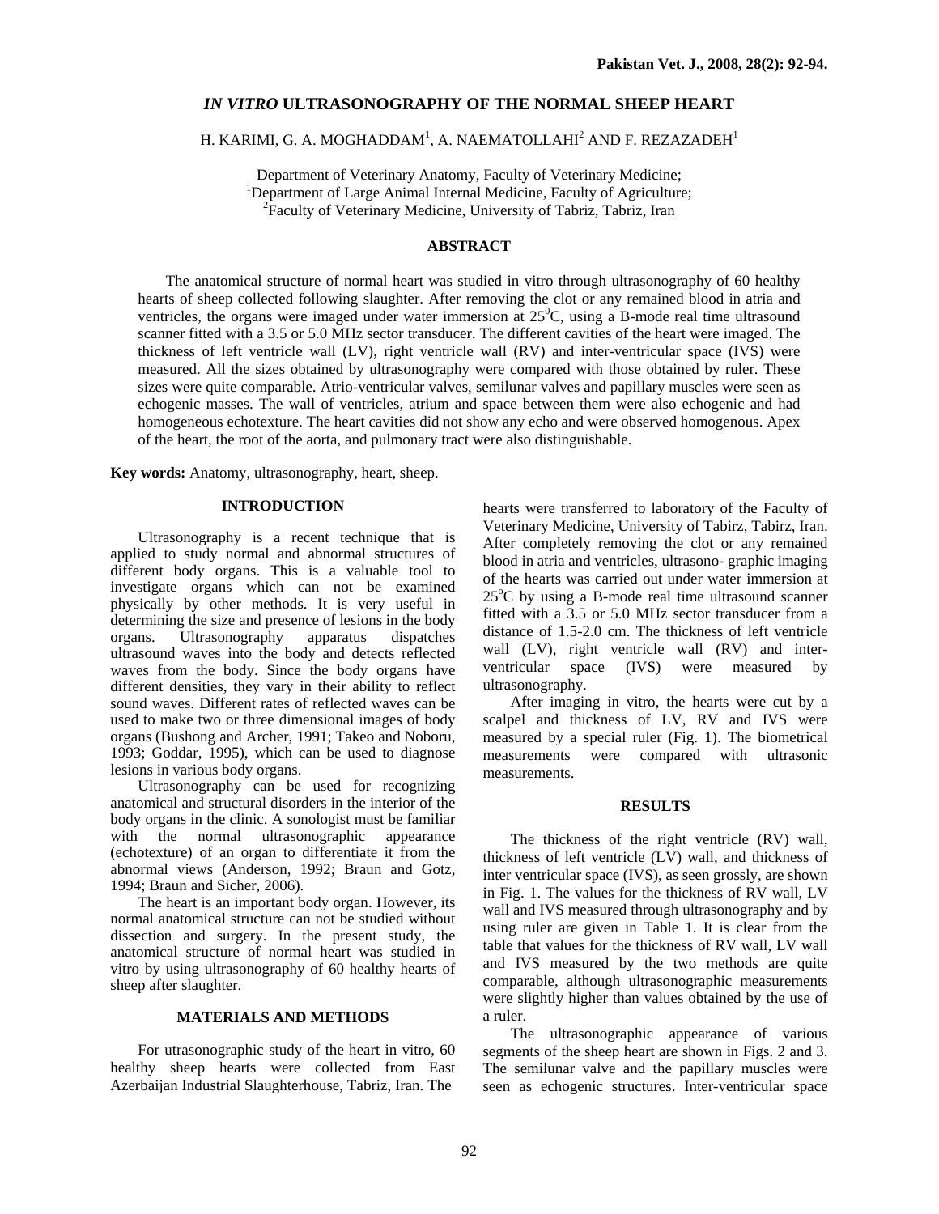# *IN VITRO* ULTRASONOGRAPHY OF THE NORMAL SHEEP HEART

H. KARIMI, G. A. MOGHADDAM[1], A. NAEMATOLLAHI[2] AND F. REZAZADEH[1]

Department of Veterinary Anatomy, Faculty of Veterinary Medicine;
[1]Department of Large Animal Internal Medicine, Faculty of Agriculture;
[2]Faculty of Veterinary Medicine, University of Tabriz, Tabriz, Iran

## ABSTRACT

The anatomical structure of normal heart was studied in vitro through ultrasonography of 60 healthy hearts of sheep collected following slaughter. After removing the clot or any remained blood in atria and ventricles, the organs were imaged under water immersion at $25^0$C, using a B-mode real time ultrasound scanner fitted with a 3.5 or 5.0 MHz sector transducer. The different cavities of the heart were imaged. The thickness of left ventricle wall (LV), right ventricle wall (RV) and inter-ventricular space (IVS) were measured. All the sizes obtained by ultrasonography were compared with those obtained by ruler. These sizes were quite comparable. Atrio-ventricular valves, semilunar valves and papillary muscles were seen as echogenic masses. The wall of ventricles, atrium and space between them were also echogenic and had homogeneous echotexture. The heart cavities did not show any echo and were observed homogenous. Apex of the heart, the root of the aorta, and pulmonary tract were also distinguishable.

**Key words:** Anatomy, ultrasonography, heart, sheep.

## INTRODUCTION

Ultrasonography is a recent technique that is applied to study normal and abnormal structures of different body organs. This is a valuable tool to investigate organs which can not be examined physically by other methods. It is very useful in determining the size and presence of lesions in the body organs. Ultrasonography apparatus dispatches ultrasound waves into the body and detects reflected waves from the body. Since the body organs have different densities, they vary in their ability to reflect sound waves. Different rates of reflected waves can be used to make two or three dimensional images of body organs (Bushong and Archer, 1991; Takeo and Noboru, 1993; Goddar, 1995), which can be used to diagnose lesions in various body organs.

Ultrasonography can be used for recognizing anatomical and structural disorders in the interior of the body organs in the clinic. A sonologist must be familiar with the normal ultrasonographic appearance (echotexture) of an organ to differentiate it from the abnormal views (Anderson, 1992; Braun and Gotz, 1994; Braun and Sicher, 2006).

The heart is an important body organ. However, its normal anatomical structure can not be studied without dissection and surgery. In the present study, the anatomical structure of normal heart was studied in vitro by using ultrasonography of 60 healthy hearts of sheep after slaughter.

## MATERIALS AND METHODS

For ultrasonographic study of the heart in vitro, 60 healthy sheep hearts were collected from East Azerbaijan Industrial Slaughterhouse, Tabriz, Iran. The hearts were transferred to laboratory of the Faculty of Veterinary Medicine, University of Tabirz, Tabirz, Iran. After completely removing the clot or any remained blood in atria and ventricles, ultrasono- graphic imaging of the hearts was carried out under water immersion at $25^o$C by using a B-mode real time ultrasound scanner fitted with a 3.5 or 5.0 MHz sector transducer from a distance of 1.5-2.0 cm. The thickness of left ventricle wall (LV), right ventricle wall (RV) and inter-ventricular space (IVS) were measured by ultrasonography.

After imaging in vitro, the hearts were cut by a scalpel and thickness of LV, RV and IVS were measured by a special ruler (Fig. 1). The biometrical measurements were compared with ultrasonic measurements.

## RESULTS

The thickness of the right ventricle (RV) wall, thickness of left ventricle (LV) wall, and thickness of inter ventricular space (IVS), as seen grossly, are shown in Fig. 1. The values for the thickness of RV wall, LV wall and IVS measured through ultrasonography and by using ruler are given in Table 1. It is clear from the table that values for the thickness of RV wall, LV wall and IVS measured by the two methods are quite comparable, although ultrasonographic measurements were slightly higher than values obtained by the use of a ruler.

The ultrasonographic appearance of various segments of the sheep heart are shown in Figs. 2 and 3. The semilunar valve and the papillary muscles were seen as echogenic structures. Inter-ventricular space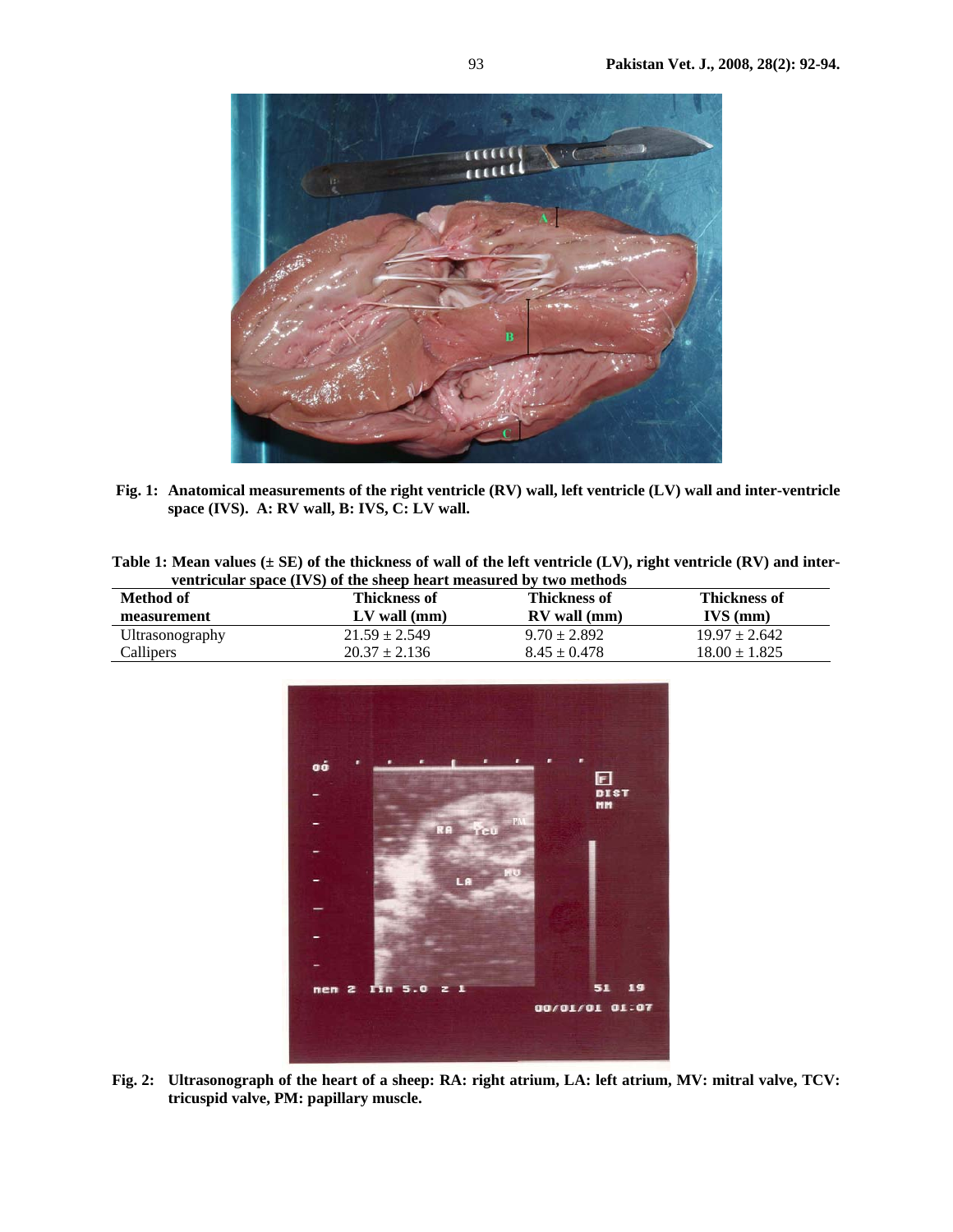**Fig. 1: Anatomical measurements of the right ventricle (RV) wall, left ventricle (LV) wall and inter-ventricle space (IVS). A: RV wall, B: IVS, C: LV wall.**

**Table 1: Mean values (± SE) of the thickness of wall of the left ventricle (LV), right ventricle (RV) and inter-ventricular space (IVS) of the sheep heart measured by two methods**

| Method of measurement | Thickness of LV wall (mm) | Thickness of RV wall (mm) | Thickness of IVS (mm) |
|---|---|---|---|
| Ultrasonography | 21.59 ± 2.549 | 9.70 ± 2.892 | 19.97 ± 2.642 |
| Callipers | 20.37 ± 2.136 | 8.45 ± 0.478 | 18.00 ± 1.825 |

**Fig. 2: Ultrasonograph of the heart of a sheep: RA: right atrium, LA: left atrium, MV: mitral valve, TCV: tricuspid valve, PM: papillary muscle.**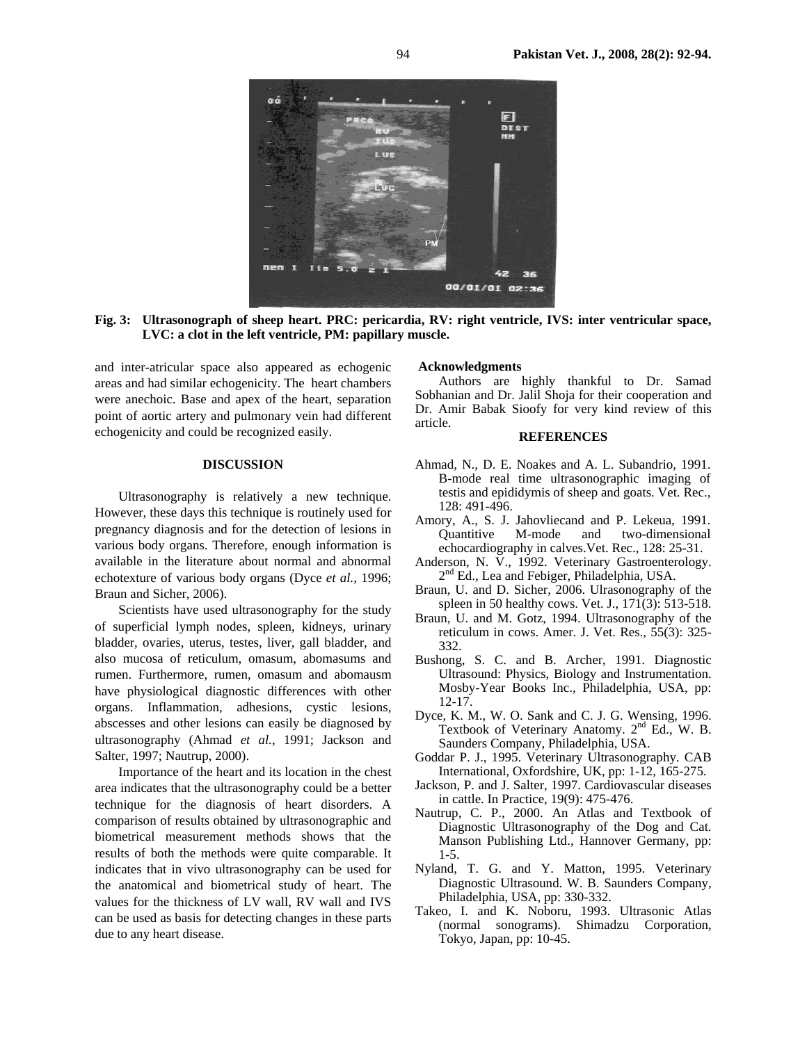Fig. 3: Ultrasonograph of sheep heart. PRC: pericardia, RV: right ventricle, IVS: inter ventricular space, LVC: a clot in the left ventricle, PM: papillary muscle.

and inter-atricular space also appeared as echogenic areas and had similar echogenicity. The heart chambers were anechoic. Base and apex of the heart, separation point of aortic artery and pulmonary vein had different echogenicity and could be recognized easily.

## DISCUSSION

Ultrasonography is relatively a new technique. However, these days this technique is routinely used for pregnancy diagnosis and for the detection of lesions in various body organs. Therefore, enough information is available in the literature about normal and abnormal echotexture of various body organs (Dyce *et al.*, 1996; Braun and Sicher, 2006).

Scientists have used ultrasonography for the study of superficial lymph nodes, spleen, kidneys, urinary bladder, ovaries, uterus, testes, liver, gall bladder, and also mucosa of reticulum, omasum, abomasums and rumen. Furthermore, rumen, omasum and abomausm have physiological diagnostic differences with other organs. Inflammation, adhesions, cystic lesions, abscesses and other lesions can easily be diagnosed by ultrasonography (Ahmad *et al.*, 1991; Jackson and Salter, 1997; Nautrup, 2000).

Importance of the heart and its location in the chest area indicates that the ultrasonography could be a better technique for the diagnosis of heart disorders. A comparison of results obtained by ultrasonographic and biometrical measurement methods shows that the results of both the methods were quite comparable. It indicates that in vivo ultrasonography can be used for the anatomical and biometrical study of heart. The values for the thickness of LV wall, RV wall and IVS can be used as basis for detecting changes in these parts due to any heart disease.

### Acknowledgments

Authors are highly thankful to Dr. Samad Sobhanian and Dr. Jalil Shoja for their cooperation and Dr. Amir Babak Sioofy for very kind review of this article.

## REFERENCES

Ahmad, N., D. E. Noakes and A. L. Subandrio, 1991. B-mode real time ultrasonographic imaging of testis and epididymis of sheep and goats. Vet. Rec., 128: 491-496.

Amory, A., S. J. Jahovliecand and P. Lekeua, 1991. Quantitive M-mode and two-dimensional echocardiography in calves.Vet. Rec., 128: 25-31.

Anderson, N. V., 1992. Veterinary Gastroenterology. 2nd Ed., Lea and Febiger, Philadelphia, USA.

Braun, U. and D. Sicher, 2006. Ulrasonography of the spleen in 50 healthy cows. Vet. J., 171(3): 513-518.

Braun, U. and M. Gotz, 1994. Ultrasonography of the reticulum in cows. Amer. J. Vet. Res., 55(3): 325-332.

Bushong, S. C. and B. Archer, 1991. Diagnostic Ultrasound: Physics, Biology and Instrumentation. Mosby-Year Books Inc., Philadelphia, USA, pp: 12-17.

Dyce, K. M., W. O. Sank and C. J. G. Wensing, 1996. Textbook of Veterinary Anatomy. 2nd Ed., W. B. Saunders Company, Philadelphia, USA.

Goddar P. J., 1995. Veterinary Ultrasonography. CAB International, Oxfordshire, UK, pp: 1-12, 165-275.

Jackson, P. and J. Salter, 1997. Cardiovascular diseases in cattle. In Practice, 19(9): 475-476.

Nautrup, C. P., 2000. An Atlas and Textbook of Diagnostic Ultrasonography of the Dog and Cat. Manson Publishing Ltd., Hannover Germany, pp: 1-5.

Nyland, T. G. and Y. Matton, 1995. Veterinary Diagnostic Ultrasound. W. B. Saunders Company, Philadelphia, USA, pp: 330-332.

Takeo, I. and K. Noboru, 1993. Ultrasonic Atlas (normal sonograms). Shimadzu Corporation, Tokyo, Japan, pp: 10-45.